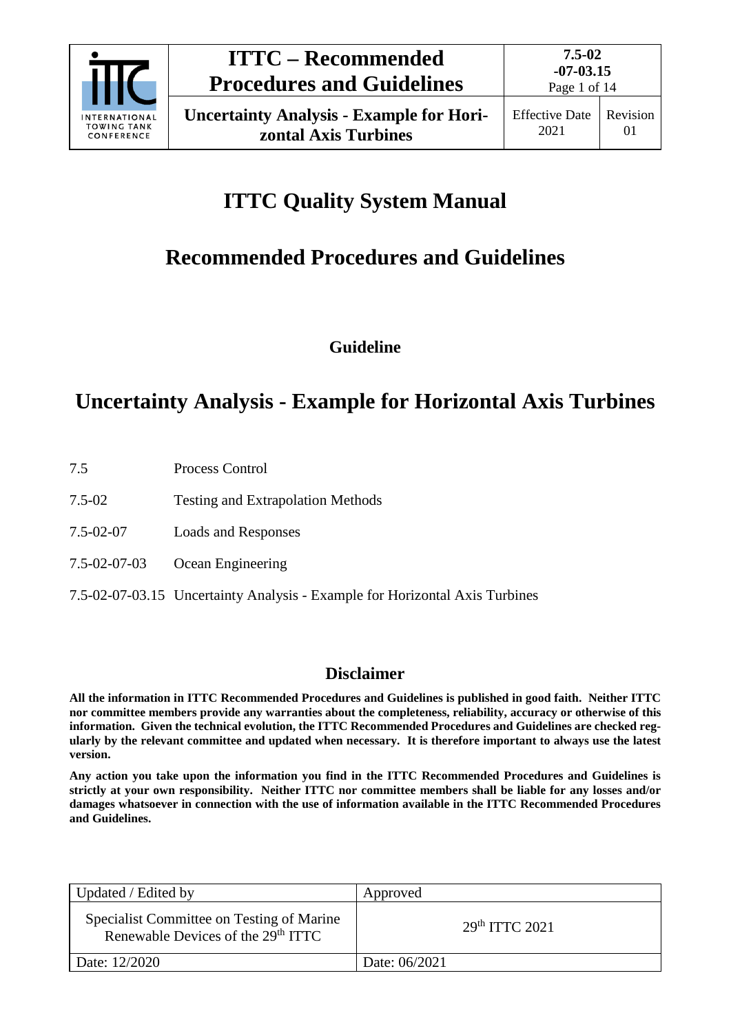# ITTC Quality System Manual

# Recommended Procedures and Guidelines

### Guideline

# Uncertainty Analysis - Example for Horizontal Axis Turbines

7.5 Process Control

7.5-02 Testing and Extrapolation Methods

7.5-02-07 Loads and Responses

7.5-02-07-03 Ocean Engineering

7.5-02-07-03.15 Uncertainty Analysis - Example for Horizontal Axis Turbines

## Disclaimer

**All the information in ITTC Recommended Procedures and Guidelines is published in good faith. Neither ITTC nor committee members provide any warranties about the completeness, reliability, accuracy or otherwise of this information. Given the technical evolution, the ITTC Recommended Procedures and Guidelines are checked regularly by the relevant committee and updated when necessary. It is therefore important to always use the latest version.**

**Any action you take upon the information you find in the ITTC Recommended Procedures and Guidelines is strictly at your own responsibility. Neither ITTC nor committee members shall be liable for any losses and/or damages whatsoever in connection with the use of information available in the ITTC Recommended Procedures and Guidelines.**

| Updated / Edited by | Approved |
|---|---|
| Specialist Committee on Testing of Marine Renewable Devices of the 29th ITTC | 29th ITTC 2021 |
| Date: 12/2020 | Date: 06/2021 |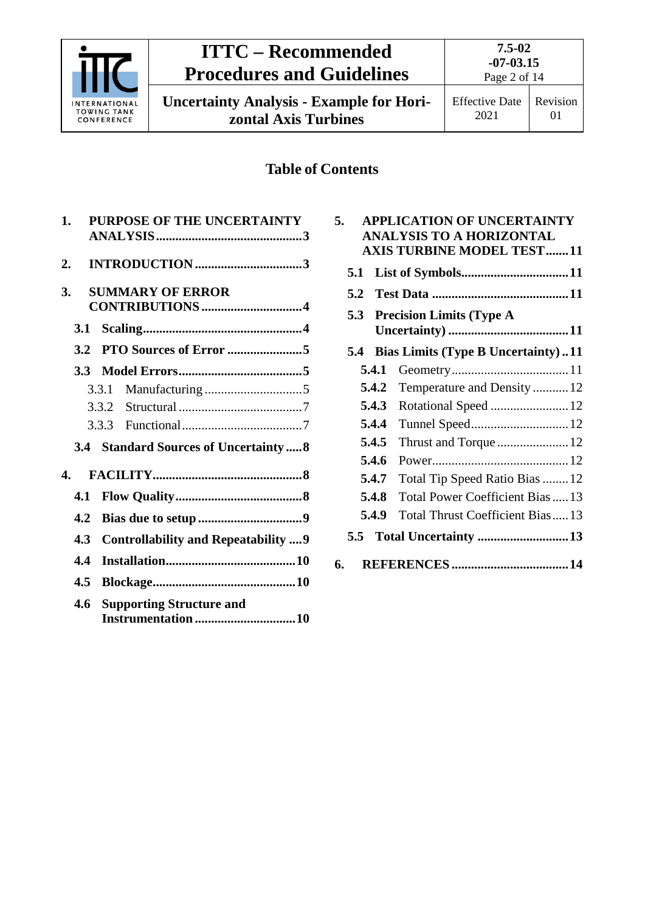## Table of Contents

1. **PURPOSE OF THE UNCERTAINTY ANALYSIS** ..... 3
2. **INTRODUCTION** ..... 3
3. **SUMMARY OF ERROR CONTRIBUTIONS** ..... 4
   - **3.1 Scaling** ..... 4
   - **3.2 PTO Sources of Error** ..... 5
   - **3.3 Model Errors** ..... 5
     - 3.3.1 Manufacturing ..... 5
     - 3.3.2 Structural ..... 7
     - 3.3.3 Functional ..... 7
   - **3.4 Standard Sources of Uncertainty** ..... 8
4. **FACILITY** ..... 8
   - **4.1 Flow Quality** ..... 8
   - **4.2 Bias due to setup** ..... 9
   - **4.3 Controllability and Repeatability** ..... 9
   - **4.4 Installation** ..... 10
   - **4.5 Blockage** ..... 10
   - **4.6 Supporting Structure and Instrumentation** ..... 10
5. **APPLICATION OF UNCERTAINTY ANALYSIS TO A HORIZONTAL AXIS TURBINE MODEL TEST** ..... 11
   - **5.1 List of Symbols** ..... 11
   - **5.2 Test Data** ..... 11
   - **5.3 Precision Limits (Type A Uncertainty)** ..... 11
   - **5.4 Bias Limits (Type B Uncertainty)** ..... 11
     - **5.4.1** Geometry ..... 11
     - **5.4.2** Temperature and Density ..... 12
     - **5.4.3** Rotational Speed ..... 12
     - **5.4.4** Tunnel Speed ..... 12
     - **5.4.5** Thrust and Torque ..... 12
     - **5.4.6** Power ..... 12
     - **5.4.7** Total Tip Speed Ratio Bias ..... 12
     - **5.4.8** Total Power Coefficient Bias ..... 13
     - **5.4.9** Total Thrust Coefficient Bias ..... 13
   - **5.5 Total Uncertainty** ..... 13
6. **REFERENCES** ..... 14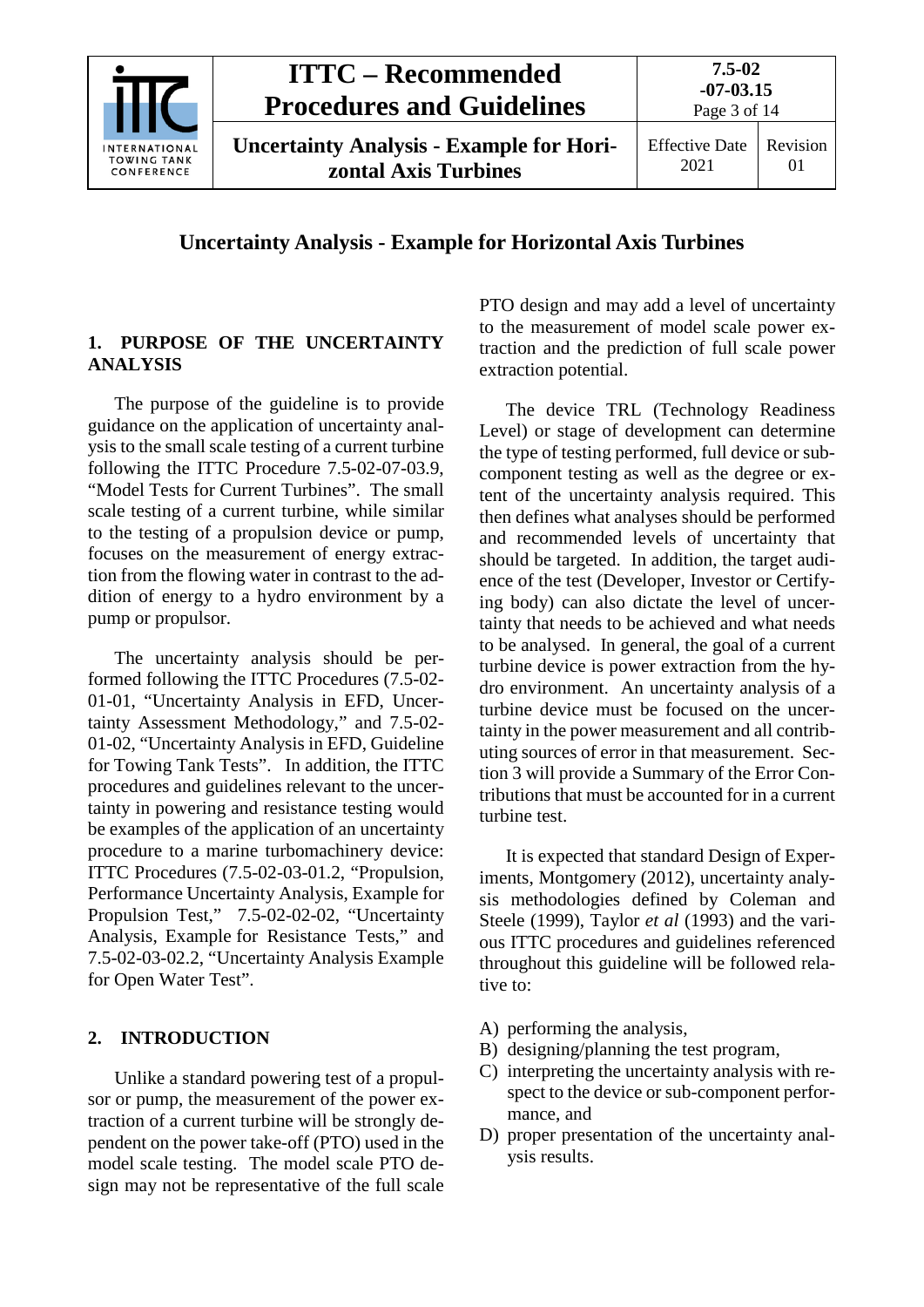# Uncertainty Analysis - Example for Horizontal Axis Turbines

## 1. PURPOSE OF THE UNCERTAINTY ANALYSIS

The purpose of the guideline is to provide guidance on the application of uncertainty analysis to the small scale testing of a current turbine following the ITTC Procedure 7.5-02-07-03.9, "Model Tests for Current Turbines". The small scale testing of a current turbine, while similar to the testing of a propulsion device or pump, focuses on the measurement of energy extraction from the flowing water in contrast to the addition of energy to a hydro environment by a pump or propulsor.

The uncertainty analysis should be performed following the ITTC Procedures (7.5-02-01-01, "Uncertainty Analysis in EFD, Uncertainty Assessment Methodology," and 7.5-02-01-02, "Uncertainty Analysis in EFD, Guideline for Towing Tank Tests". In addition, the ITTC procedures and guidelines relevant to the uncertainty in powering and resistance testing would be examples of the application of an uncertainty procedure to a marine turbomachinery device: ITTC Procedures (7.5-02-03-01.2, "Propulsion, Performance Uncertainty Analysis, Example for Propulsion Test," 7.5-02-02-02, "Uncertainty Analysis, Example for Resistance Tests," and 7.5-02-03-02.2, "Uncertainty Analysis Example for Open Water Test".

## 2. INTRODUCTION

Unlike a standard powering test of a propulsor or pump, the measurement of the power extraction of a current turbine will be strongly dependent on the power take-off (PTO) used in the model scale testing. The model scale PTO design may not be representative of the full scale PTO design and may add a level of uncertainty to the measurement of model scale power extraction and the prediction of full scale power extraction potential.

The device TRL (Technology Readiness Level) or stage of development can determine the type of testing performed, full device or sub-component testing as well as the degree or extent of the uncertainty analysis required. This then defines what analyses should be performed and recommended levels of uncertainty that should be targeted. In addition, the target audience of the test (Developer, Investor or Certifying body) can also dictate the level of uncertainty that needs to be achieved and what needs to be analysed. In general, the goal of a current turbine device is power extraction from the hydro environment. An uncertainty analysis of a turbine device must be focused on the uncertainty in the power measurement and all contributing sources of error in that measurement. Section 3 will provide a Summary of the Error Contributions that must be accounted for in a current turbine test.

It is expected that standard Design of Experiments, Montgomery (2012), uncertainty analysis methodologies defined by Coleman and Steele (1999), Taylor *et al* (1993) and the various ITTC procedures and guidelines referenced throughout this guideline will be followed relative to:

A) performing the analysis,
B) designing/planning the test program,
C) interpreting the uncertainty analysis with respect to the device or sub-component performance, and
D) proper presentation of the uncertainty analysis results.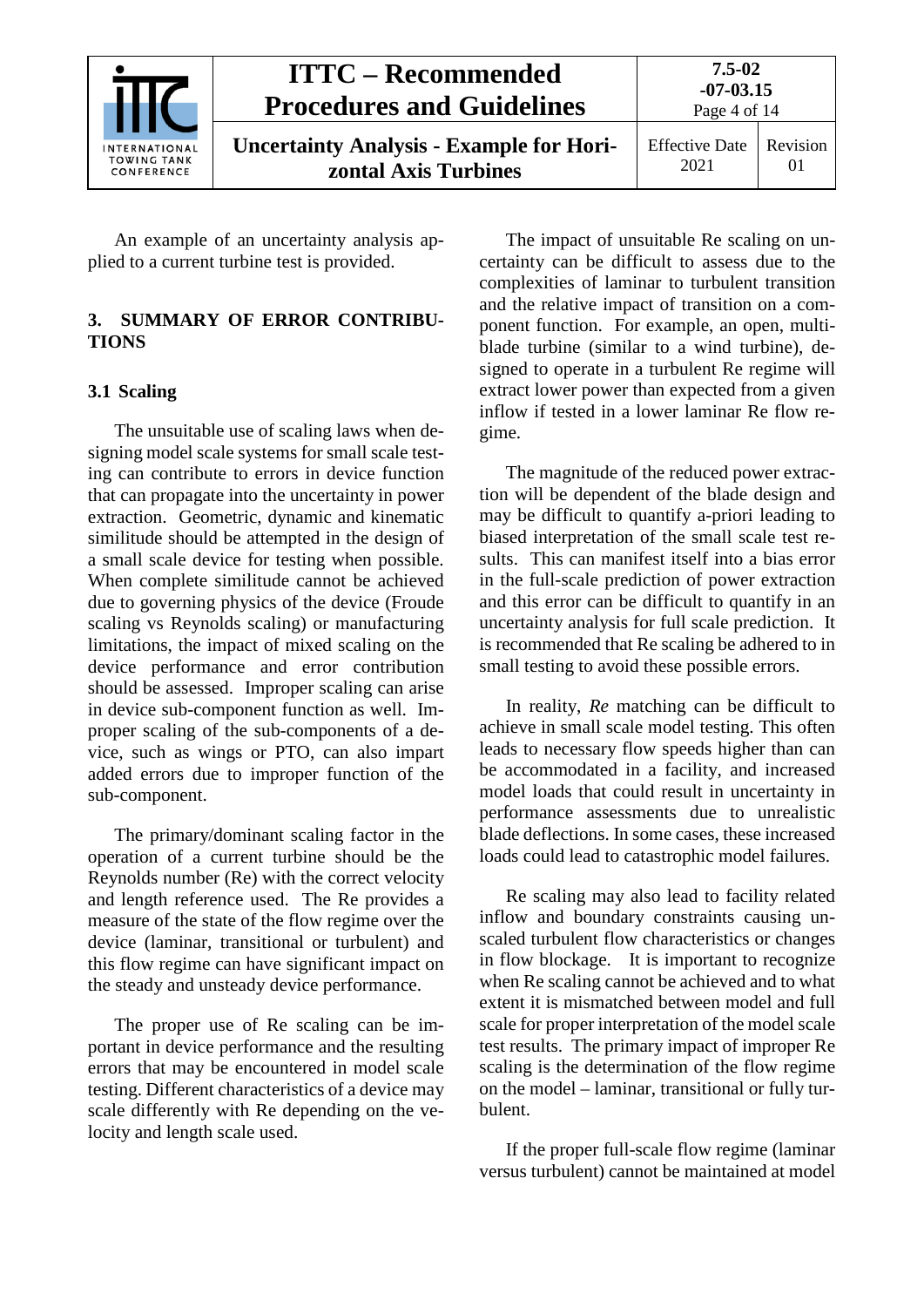An example of an uncertainty analysis applied to a current turbine test is provided.

## 3. SUMMARY OF ERROR CONTRIBUTIONS

### 3.1 Scaling

The unsuitable use of scaling laws when designing model scale systems for small scale testing can contribute to errors in device function that can propagate into the uncertainty in power extraction. Geometric, dynamic and kinematic similitude should be attempted in the design of a small scale device for testing when possible. When complete similitude cannot be achieved due to governing physics of the device (Froude scaling vs Reynolds scaling) or manufacturing limitations, the impact of mixed scaling on the device performance and error contribution should be assessed. Improper scaling can arise in device sub-component function as well. Improper scaling of the sub-components of a device, such as wings or PTO, can also impart added errors due to improper function of the sub-component.

The primary/dominant scaling factor in the operation of a current turbine should be the Reynolds number (Re) with the correct velocity and length reference used. The Re provides a measure of the state of the flow regime over the device (laminar, transitional or turbulent) and this flow regime can have significant impact on the steady and unsteady device performance.

The proper use of Re scaling can be important in device performance and the resulting errors that may be encountered in model scale testing. Different characteristics of a device may scale differently with Re depending on the velocity and length scale used.

The impact of unsuitable Re scaling on uncertainty can be difficult to assess due to the complexities of laminar to turbulent transition and the relative impact of transition on a component function. For example, an open, multi-blade turbine (similar to a wind turbine), designed to operate in a turbulent Re regime will extract lower power than expected from a given inflow if tested in a lower laminar Re flow regime.

The magnitude of the reduced power extraction will be dependent of the blade design and may be difficult to quantify a-priori leading to biased interpretation of the small scale test results. This can manifest itself into a bias error in the full-scale prediction of power extraction and this error can be difficult to quantify in an uncertainty analysis for full scale prediction. It is recommended that Re scaling be adhered to in small testing to avoid these possible errors.

In reality, *Re* matching can be difficult to achieve in small scale model testing. This often leads to necessary flow speeds higher than can be accommodated in a facility, and increased model loads that could result in uncertainty in performance assessments due to unrealistic blade deflections. In some cases, these increased loads could lead to catastrophic model failures.

Re scaling may also lead to facility related inflow and boundary constraints causing unscaled turbulent flow characteristics or changes in flow blockage. It is important to recognize when Re scaling cannot be achieved and to what extent it is mismatched between model and full scale for proper interpretation of the model scale test results. The primary impact of improper Re scaling is the determination of the flow regime on the model – laminar, transitional or fully turbulent.

If the proper full-scale flow regime (laminar versus turbulent) cannot be maintained at model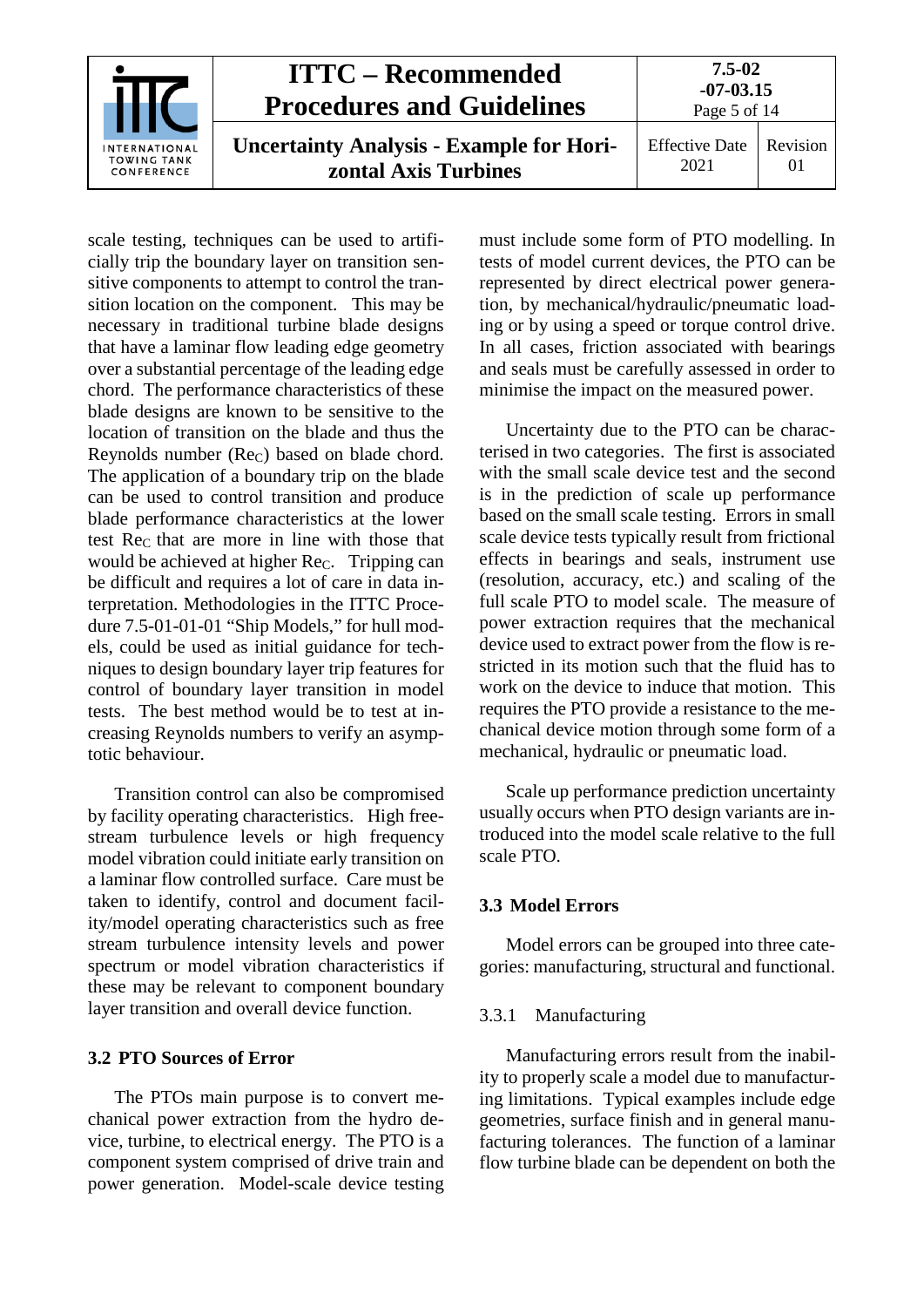scale testing, techniques can be used to artificially trip the boundary layer on transition sensitive components to attempt to control the transition location on the component. This may be necessary in traditional turbine blade designs that have a laminar flow leading edge geometry over a substantial percentage of the leading edge chord. The performance characteristics of these blade designs are known to be sensitive to the location of transition on the blade and thus the Reynolds number ($Re_C$) based on blade chord. The application of a boundary trip on the blade can be used to control transition and produce blade performance characteristics at the lower test $Re_C$ that are more in line with those that would be achieved at higher $Re_C$. Tripping can be difficult and requires a lot of care in data interpretation. Methodologies in the ITTC Procedure 7.5-01-01-01 "Ship Models," for hull models, could be used as initial guidance for techniques to design boundary layer trip features for control of boundary layer transition in model tests. The best method would be to test at increasing Reynolds numbers to verify an asymptotic behaviour.

Transition control can also be compromised by facility operating characteristics. High free-stream turbulence levels or high frequency model vibration could initiate early transition on a laminar flow controlled surface. Care must be taken to identify, control and document facility/model operating characteristics such as free stream turbulence intensity levels and power spectrum or model vibration characteristics if these may be relevant to component boundary layer transition and overall device function.

## 3.2 PTO Sources of Error

The PTOs main purpose is to convert mechanical power extraction from the hydro device, turbine, to electrical energy. The PTO is a component system comprised of drive train and power generation. Model-scale device testing must include some form of PTO modelling. In tests of model current devices, the PTO can be represented by direct electrical power generation, by mechanical/hydraulic/pneumatic loading or by using a speed or torque control drive. In all cases, friction associated with bearings and seals must be carefully assessed in order to minimise the impact on the measured power.

Uncertainty due to the PTO can be characterised in two categories. The first is associated with the small scale device test and the second is in the prediction of scale up performance based on the small scale testing. Errors in small scale device tests typically result from frictional effects in bearings and seals, instrument use (resolution, accuracy, etc.) and scaling of the full scale PTO to model scale. The measure of power extraction requires that the mechanical device used to extract power from the flow is restricted in its motion such that the fluid has to work on the device to induce that motion. This requires the PTO provide a resistance to the mechanical device motion through some form of a mechanical, hydraulic or pneumatic load.

Scale up performance prediction uncertainty usually occurs when PTO design variants are introduced into the model scale relative to the full scale PTO.

## 3.3 Model Errors

Model errors can be grouped into three categories: manufacturing, structural and functional.

### 3.3.1 Manufacturing

Manufacturing errors result from the inability to properly scale a model due to manufacturing limitations. Typical examples include edge geometries, surface finish and in general manufacturing tolerances. The function of a laminar flow turbine blade can be dependent on both the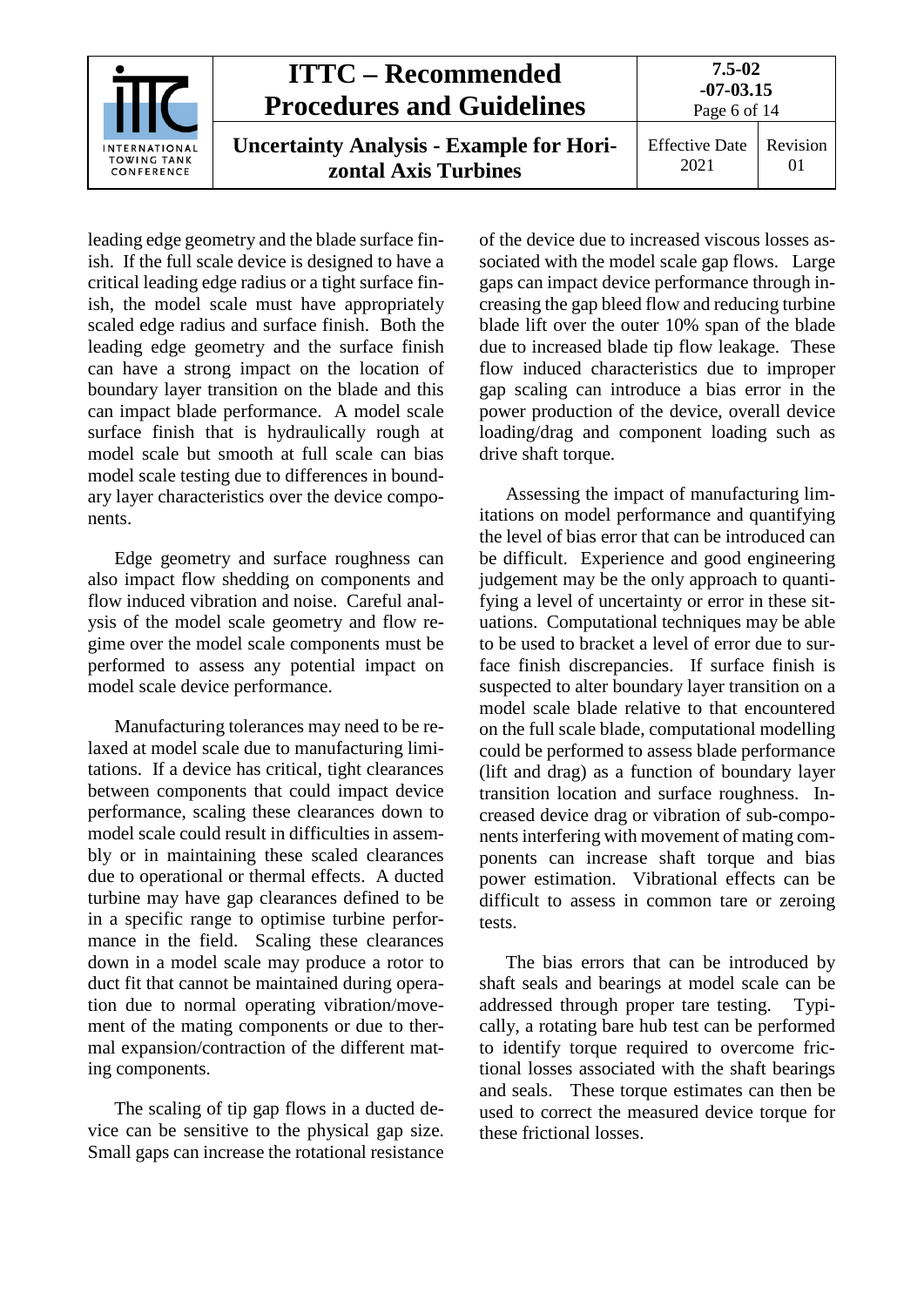leading edge geometry and the blade surface finish. If the full scale device is designed to have a critical leading edge radius or a tight surface finish, the model scale must have appropriately scaled edge radius and surface finish. Both the leading edge geometry and the surface finish can have a strong impact on the location of boundary layer transition on the blade and this can impact blade performance. A model scale surface finish that is hydraulically rough at model scale but smooth at full scale can bias model scale testing due to differences in boundary layer characteristics over the device components.

Edge geometry and surface roughness can also impact flow shedding on components and flow induced vibration and noise. Careful analysis of the model scale geometry and flow regime over the model scale components must be performed to assess any potential impact on model scale device performance.

Manufacturing tolerances may need to be relaxed at model scale due to manufacturing limitations. If a device has critical, tight clearances between components that could impact device performance, scaling these clearances down to model scale could result in difficulties in assembly or in maintaining these scaled clearances due to operational or thermal effects. A ducted turbine may have gap clearances defined to be in a specific range to optimise turbine performance in the field. Scaling these clearances down in a model scale may produce a rotor to duct fit that cannot be maintained during operation due to normal operating vibration/movement of the mating components or due to thermal expansion/contraction of the different mating components.

The scaling of tip gap flows in a ducted device can be sensitive to the physical gap size. Small gaps can increase the rotational resistance of the device due to increased viscous losses associated with the model scale gap flows. Large gaps can impact device performance through increasing the gap bleed flow and reducing turbine blade lift over the outer 10% span of the blade due to increased blade tip flow leakage. These flow induced characteristics due to improper gap scaling can introduce a bias error in the power production of the device, overall device loading/drag and component loading such as drive shaft torque.

Assessing the impact of manufacturing limitations on model performance and quantifying the level of bias error that can be introduced can be difficult. Experience and good engineering judgement may be the only approach to quantifying a level of uncertainty or error in these situations. Computational techniques may be able to be used to bracket a level of error due to surface finish discrepancies. If surface finish is suspected to alter boundary layer transition on a model scale blade relative to that encountered on the full scale blade, computational modelling could be performed to assess blade performance (lift and drag) as a function of boundary layer transition location and surface roughness. Increased device drag or vibration of sub-components interfering with movement of mating components can increase shaft torque and bias power estimation. Vibrational effects can be difficult to assess in common tare or zeroing tests.

The bias errors that can be introduced by shaft seals and bearings at model scale can be addressed through proper tare testing. Typically, a rotating bare hub test can be performed to identify torque required to overcome frictional losses associated with the shaft bearings and seals. These torque estimates can then be used to correct the measured device torque for these frictional losses.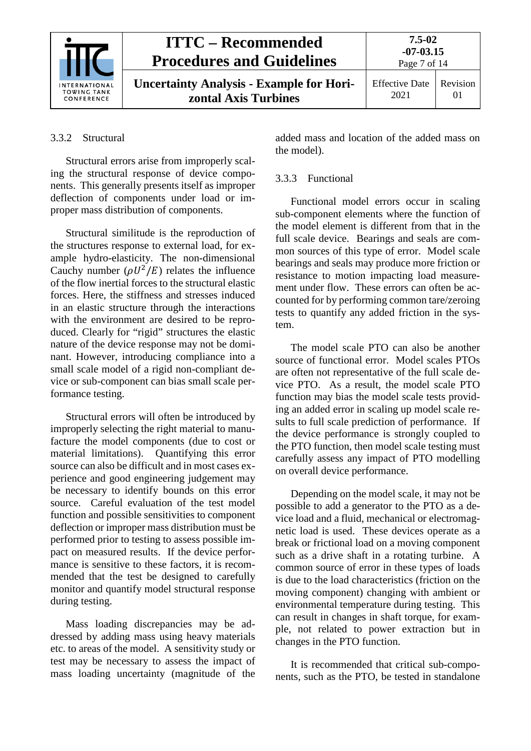### 3.3.2 Structural

Structural errors arise from improperly scaling the structural response of device components. This generally presents itself as improper deflection of components under load or improper mass distribution of components.

Structural similitude is the reproduction of the structures response to external load, for example hydro-elasticity. The non-dimensional Cauchy number ($\rho U^2/E$) relates the influence of the flow inertial forces to the structural elastic forces. Here, the stiffness and stresses induced in an elastic structure through the interactions with the environment are desired to be reproduced. Clearly for "rigid" structures the elastic nature of the device response may not be dominant. However, introducing compliance into a small scale model of a rigid non-compliant device or sub-component can bias small scale performance testing.

Structural errors will often be introduced by improperly selecting the right material to manufacture the model components (due to cost or material limitations). Quantifying this error source can also be difficult and in most cases experience and good engineering judgement may be necessary to identify bounds on this error source. Careful evaluation of the test model function and possible sensitivities to component deflection or improper mass distribution must be performed prior to testing to assess possible impact on measured results. If the device performance is sensitive to these factors, it is recommended that the test be designed to carefully monitor and quantify model structural response during testing.

Mass loading discrepancies may be addressed by adding mass using heavy materials etc. to areas of the model. A sensitivity study or test may be necessary to assess the impact of mass loading uncertainty (magnitude of the added mass and location of the added mass on the model).

### 3.3.3 Functional

Functional model errors occur in scaling sub-component elements where the function of the model element is different from that in the full scale device. Bearings and seals are common sources of this type of error. Model scale bearings and seals may produce more friction or resistance to motion impacting load measurement under flow. These errors can often be accounted for by performing common tare/zeroing tests to quantify any added friction in the system.

The model scale PTO can also be another source of functional error. Model scales PTOs are often not representative of the full scale device PTO. As a result, the model scale PTO function may bias the model scale tests providing an added error in scaling up model scale results to full scale prediction of performance. If the device performance is strongly coupled to the PTO function, then model scale testing must carefully assess any impact of PTO modelling on overall device performance.

Depending on the model scale, it may not be possible to add a generator to the PTO as a device load and a fluid, mechanical or electromagnetic load is used. These devices operate as a break or frictional load on a moving component such as a drive shaft in a rotating turbine. A common source of error in these types of loads is due to the load characteristics (friction on the moving component) changing with ambient or environmental temperature during testing. This can result in changes in shaft torque, for example, not related to power extraction but in changes in the PTO function.

It is recommended that critical sub-components, such as the PTO, be tested in standalone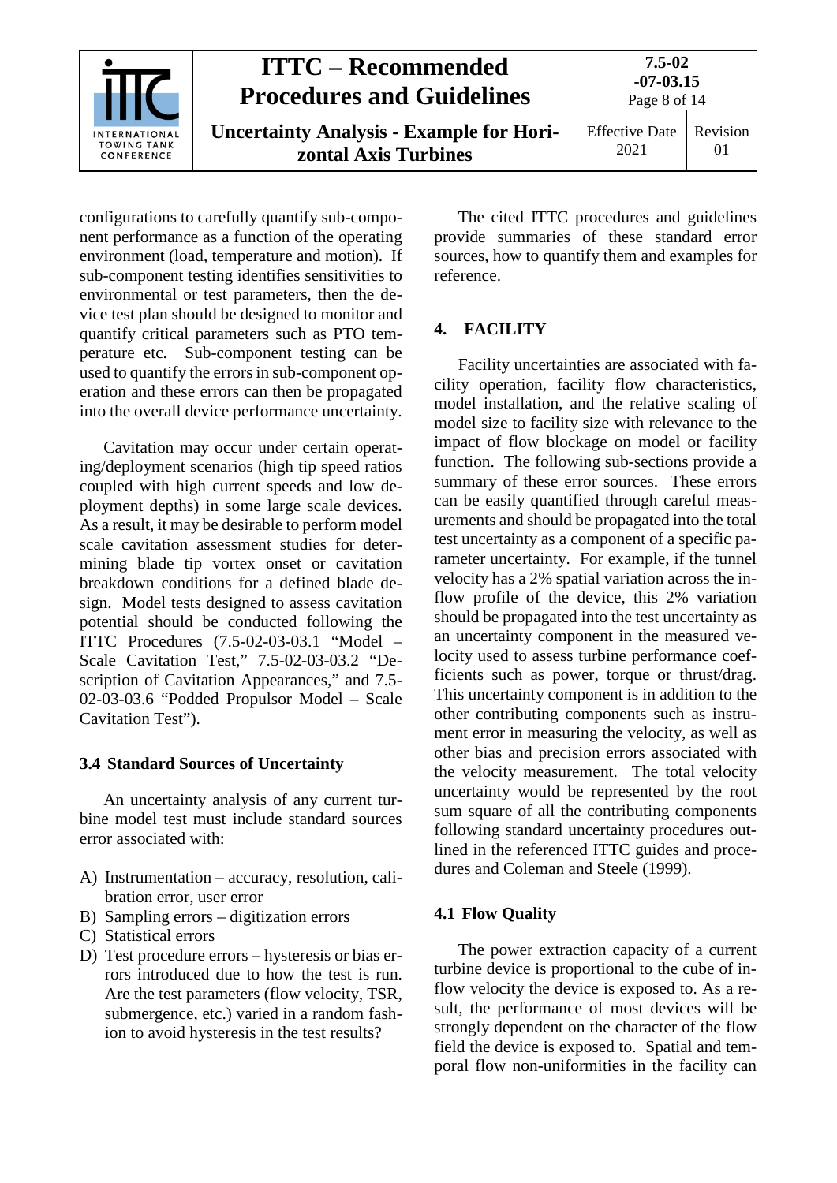configurations to carefully quantify sub-component performance as a function of the operating environment (load, temperature and motion). If sub-component testing identifies sensitivities to environmental or test parameters, then the device test plan should be designed to monitor and quantify critical parameters such as PTO temperature etc. Sub-component testing can be used to quantify the errors in sub-component operation and these errors can then be propagated into the overall device performance uncertainty.

Cavitation may occur under certain operating/deployment scenarios (high tip speed ratios coupled with high current speeds and low deployment depths) in some large scale devices. As a result, it may be desirable to perform model scale cavitation assessment studies for determining blade tip vortex onset or cavitation breakdown conditions for a defined blade design. Model tests designed to assess cavitation potential should be conducted following the ITTC Procedures (7.5-02-03-03.1 "Model – Scale Cavitation Test," 7.5-02-03-03.2 "Description of Cavitation Appearances," and 7.5-02-03-03.6 "Podded Propulsor Model – Scale Cavitation Test").

## 3.4 Standard Sources of Uncertainty

An uncertainty analysis of any current turbine model test must include standard sources error associated with:

A) Instrumentation – accuracy, resolution, calibration error, user error
B) Sampling errors – digitization errors
C) Statistical errors
D) Test procedure errors – hysteresis or bias errors introduced due to how the test is run. Are the test parameters (flow velocity, TSR, submergence, etc.) varied in a random fashion to avoid hysteresis in the test results?

The cited ITTC procedures and guidelines provide summaries of these standard error sources, how to quantify them and examples for reference.

# 4. FACILITY

Facility uncertainties are associated with facility operation, facility flow characteristics, model installation, and the relative scaling of model size to facility size with relevance to the impact of flow blockage on model or facility function. The following sub-sections provide a summary of these error sources. These errors can be easily quantified through careful measurements and should be propagated into the total test uncertainty as a component of a specific parameter uncertainty. For example, if the tunnel velocity has a 2% spatial variation across the inflow profile of the device, this 2% variation should be propagated into the test uncertainty as an uncertainty component in the measured velocity used to assess turbine performance coefficients such as power, torque or thrust/drag. This uncertainty component is in addition to the other contributing components such as instrument error in measuring the velocity, as well as other bias and precision errors associated with the velocity measurement. The total velocity uncertainty would be represented by the root sum square of all the contributing components following standard uncertainty procedures outlined in the referenced ITTC guides and procedures and Coleman and Steele (1999).

## 4.1 Flow Quality

The power extraction capacity of a current turbine device is proportional to the cube of inflow velocity the device is exposed to. As a result, the performance of most devices will be strongly dependent on the character of the flow field the device is exposed to. Spatial and temporal flow non-uniformities in the facility can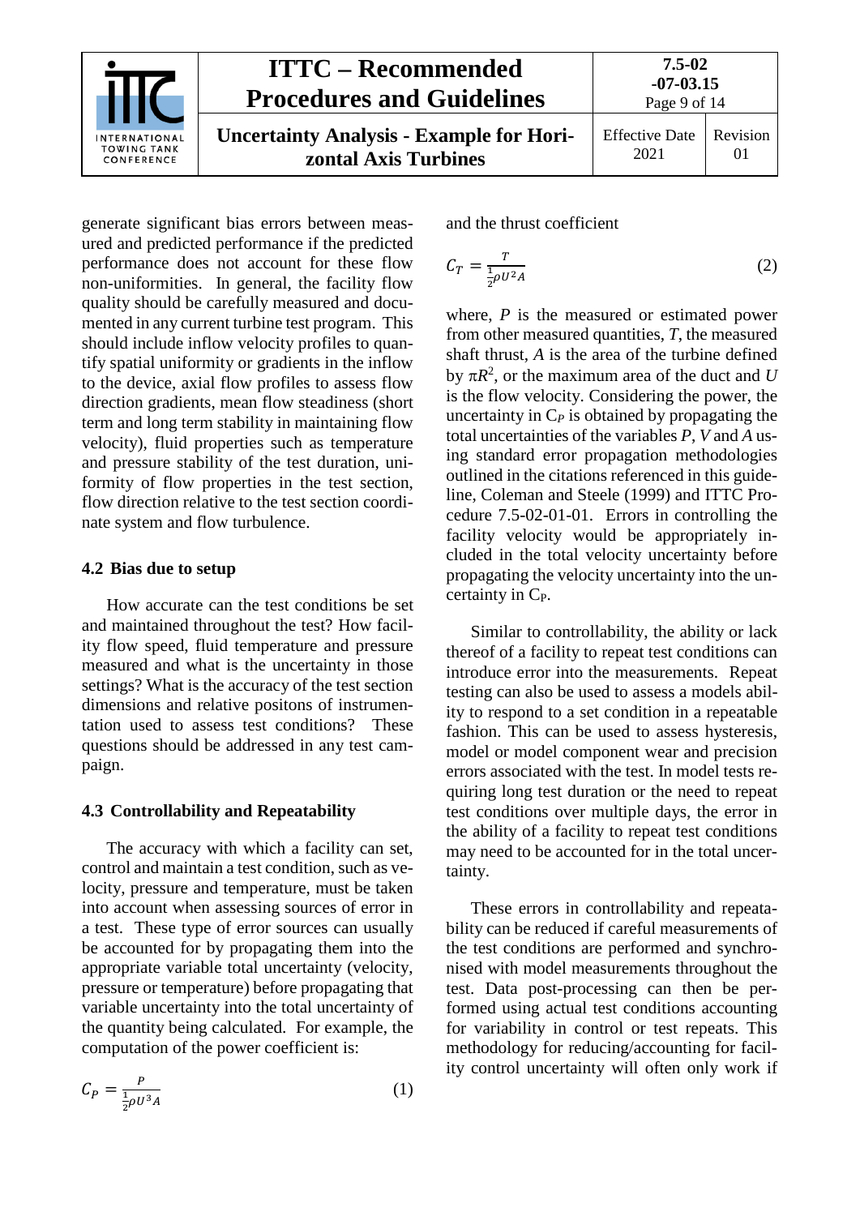generate significant bias errors between measured and predicted performance if the predicted performance does not account for these flow non-uniformities. In general, the facility flow quality should be carefully measured and documented in any current turbine test program. This should include inflow velocity profiles to quantify spatial uniformity or gradients in the inflow to the device, axial flow profiles to assess flow direction gradients, mean flow steadiness (short term and long term stability in maintaining flow velocity), fluid properties such as temperature and pressure stability of the test duration, uniformity of flow properties in the test section, flow direction relative to the test section coordinate system and flow turbulence.

## 4.2 Bias due to setup

How accurate can the test conditions be set and maintained throughout the test? How facility flow speed, fluid temperature and pressure measured and what is the uncertainty in those settings? What is the accuracy of the test section dimensions and relative positons of instrumentation used to assess test conditions? These questions should be addressed in any test campaign.

## 4.3 Controllability and Repeatability

The accuracy with which a facility can set, control and maintain a test condition, such as velocity, pressure and temperature, must be taken into account when assessing sources of error in a test. These type of error sources can usually be accounted for by propagating them into the appropriate variable total uncertainty (velocity, pressure or temperature) before propagating that variable uncertainty into the total uncertainty of the quantity being calculated. For example, the computation of the power coefficient is:

$$C_P = \frac{P}{\frac{1}{2}\rho U^3 A} \tag{1}$$

and the thrust coefficient

$$C_T = \frac{T}{\frac{1}{2}\rho U^2 A} \tag{2}$$

where, $P$ is the measured or estimated power from other measured quantities, $T$, the measured shaft thrust, $A$ is the area of the turbine defined by $\pi R^2$, or the maximum area of the duct and $U$ is the flow velocity. Considering the power, the uncertainty in $C_P$ is obtained by propagating the total uncertainties of the variables $P$, $V$ and $A$ using standard error propagation methodologies outlined in the citations referenced in this guideline, Coleman and Steele (1999) and ITTC Procedure 7.5-02-01-01. Errors in controlling the facility velocity would be appropriately included in the total velocity uncertainty before propagating the velocity uncertainty into the uncertainty in $C_P$.

Similar to controllability, the ability or lack thereof of a facility to repeat test conditions can introduce error into the measurements. Repeat testing can also be used to assess a models ability to respond to a set condition in a repeatable fashion. This can be used to assess hysteresis, model or model component wear and precision errors associated with the test. In model tests requiring long test duration or the need to repeat test conditions over multiple days, the error in the ability of a facility to repeat test conditions may need to be accounted for in the total uncertainty.

These errors in controllability and repeatability can be reduced if careful measurements of the test conditions are performed and synchronised with model measurements throughout the test. Data post-processing can then be performed using actual test conditions accounting for variability in control or test repeats. This methodology for reducing/accounting for facility control uncertainty will often only work if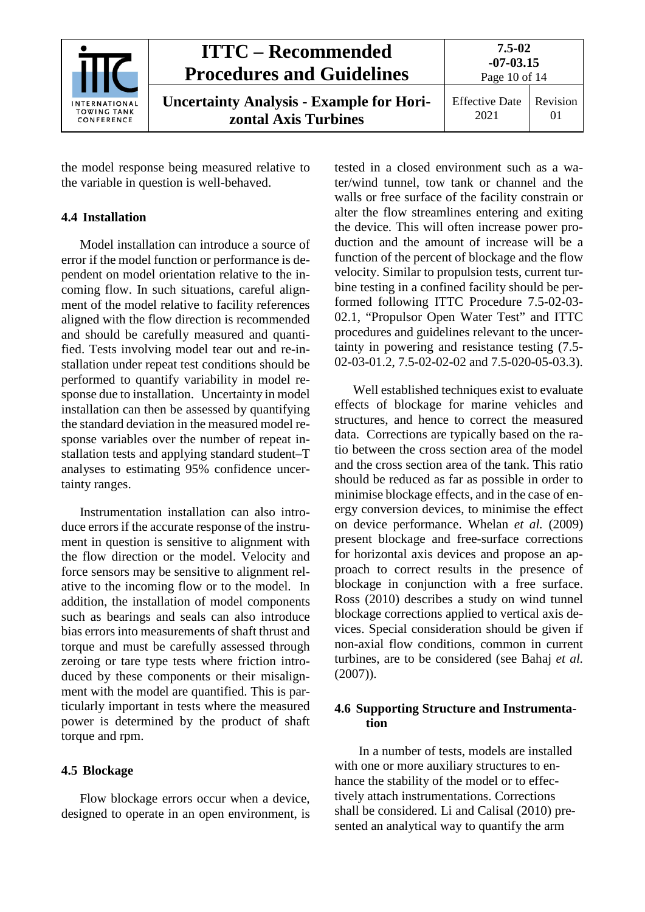the model response being measured relative to the variable in question is well-behaved.

### 4.4 Installation

Model installation can introduce a source of error if the model function or performance is dependent on model orientation relative to the incoming flow. In such situations, careful alignment of the model relative to facility references aligned with the flow direction is recommended and should be carefully measured and quantified. Tests involving model tear out and re-installation under repeat test conditions should be performed to quantify variability in model response due to installation. Uncertainty in model installation can then be assessed by quantifying the standard deviation in the measured model response variables over the number of repeat installation tests and applying standard student–T analyses to estimating 95% confidence uncertainty ranges.

Instrumentation installation can also introduce errors if the accurate response of the instrument in question is sensitive to alignment with the flow direction or the model. Velocity and force sensors may be sensitive to alignment relative to the incoming flow or to the model. In addition, the installation of model components such as bearings and seals can also introduce bias errors into measurements of shaft thrust and torque and must be carefully assessed through zeroing or tare type tests where friction introduced by these components or their misalignment with the model are quantified. This is particularly important in tests where the measured power is determined by the product of shaft torque and rpm.

### 4.5 Blockage

Flow blockage errors occur when a device, designed to operate in an open environment, is tested in a closed environment such as a water/wind tunnel, tow tank or channel and the walls or free surface of the facility constrain or alter the flow streamlines entering and exiting the device. This will often increase power production and the amount of increase will be a function of the percent of blockage and the flow velocity. Similar to propulsion tests, current turbine testing in a confined facility should be performed following ITTC Procedure 7.5-02-03-02.1, "Propulsor Open Water Test" and ITTC procedures and guidelines relevant to the uncertainty in powering and resistance testing (7.5-02-03-01.2, 7.5-02-02-02 and 7.5-020-05-03.3).

Well established techniques exist to evaluate effects of blockage for marine vehicles and structures, and hence to correct the measured data. Corrections are typically based on the ratio between the cross section area of the model and the cross section area of the tank. This ratio should be reduced as far as possible in order to minimise blockage effects, and in the case of energy conversion devices, to minimise the effect on device performance. Whelan *et al.* (2009) present blockage and free-surface corrections for horizontal axis devices and propose an approach to correct results in the presence of blockage in conjunction with a free surface. Ross (2010) describes a study on wind tunnel blockage corrections applied to vertical axis devices. Special consideration should be given if non-axial flow conditions, common in current turbines, are to be considered (see Bahaj *et al.* (2007)).

### 4.6 Supporting Structure and Instrumentation

In a number of tests, models are installed with one or more auxiliary structures to enhance the stability of the model or to effectively attach instrumentations. Corrections shall be considered. Li and Calisal (2010) presented an analytical way to quantify the arm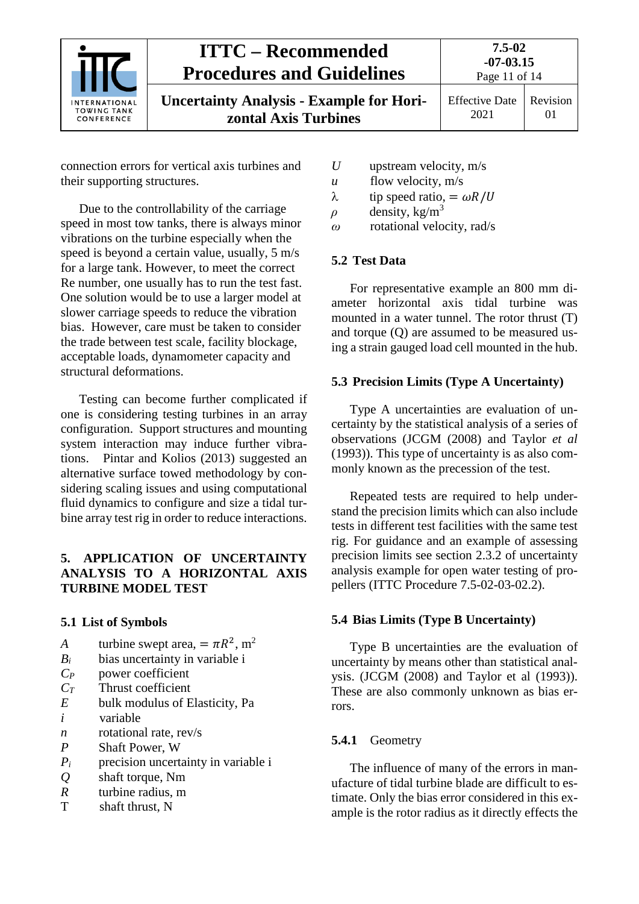connection errors for vertical axis turbines and their supporting structures.

Due to the controllability of the carriage speed in most tow tanks, there is always minor vibrations on the turbine especially when the speed is beyond a certain value, usually, 5 m/s for a large tank. However, to meet the correct Re number, one usually has to run the test fast. One solution would be to use a larger model at slower carriage speeds to reduce the vibration bias. However, care must be taken to consider the trade between test scale, facility blockage, acceptable loads, dynamometer capacity and structural deformations.

Testing can become further complicated if one is considering testing turbines in an array configuration. Support structures and mounting system interaction may induce further vibrations. Pintar and Kolios (2013) suggested an alternative surface towed methodology by considering scaling issues and using computational fluid dynamics to configure and size a tidal turbine array test rig in order to reduce interactions.

# 5. APPLICATION OF UNCERTAINTY ANALYSIS TO A HORIZONTAL AXIS TURBINE MODEL TEST

## 5.1 List of Symbols

| | |
|---|---|
| $A$ | turbine swept area, $= \pi R^2$, m$^2$ |
| $B_i$ | bias uncertainty in variable i |
| $C_P$ | power coefficient |
| $C_T$ | Thrust coefficient |
| $E$ | bulk modulus of Elasticity, Pa |
| $i$ | variable |
| $n$ | rotational rate, rev/s |
| $P$ | Shaft Power, W |
| $P_i$ | precision uncertainty in variable i |
| $Q$ | shaft torque, Nm |
| $R$ | turbine radius, m |
| T | shaft thrust, N |
| $U$ | upstream velocity, m/s |
| $u$ | flow velocity, m/s |
| $\lambda$ | tip speed ratio, $= \omega R/U$ |
| $\rho$ | density, kg/m$^3$ |
| $\omega$ | rotational velocity, rad/s |

## 5.2 Test Data

For representative example an 800 mm diameter horizontal axis tidal turbine was mounted in a water tunnel. The rotor thrust (T) and torque (Q) are assumed to be measured using a strain gauged load cell mounted in the hub.

## 5.3 Precision Limits (Type A Uncertainty)

Type A uncertainties are evaluation of uncertainty by the statistical analysis of a series of observations (JCGM (2008) and Taylor *et al* (1993)). This type of uncertainty is as also commonly known as the precession of the test.

Repeated tests are required to help understand the precision limits which can also include tests in different test facilities with the same test rig. For guidance and an example of assessing precision limits see section 2.3.2 of uncertainty analysis example for open water testing of propellers (ITTC Procedure 7.5-02-03-02.2).

## 5.4 Bias Limits (Type B Uncertainty)

Type B uncertainties are the evaluation of uncertainty by means other than statistical analysis. (JCGM (2008) and Taylor et al (1993)). These are also commonly unknown as bias errors.

### 5.4.1 Geometry

The influence of many of the errors in manufacture of tidal turbine blade are difficult to estimate. Only the bias error considered in this example is the rotor radius as it directly effects the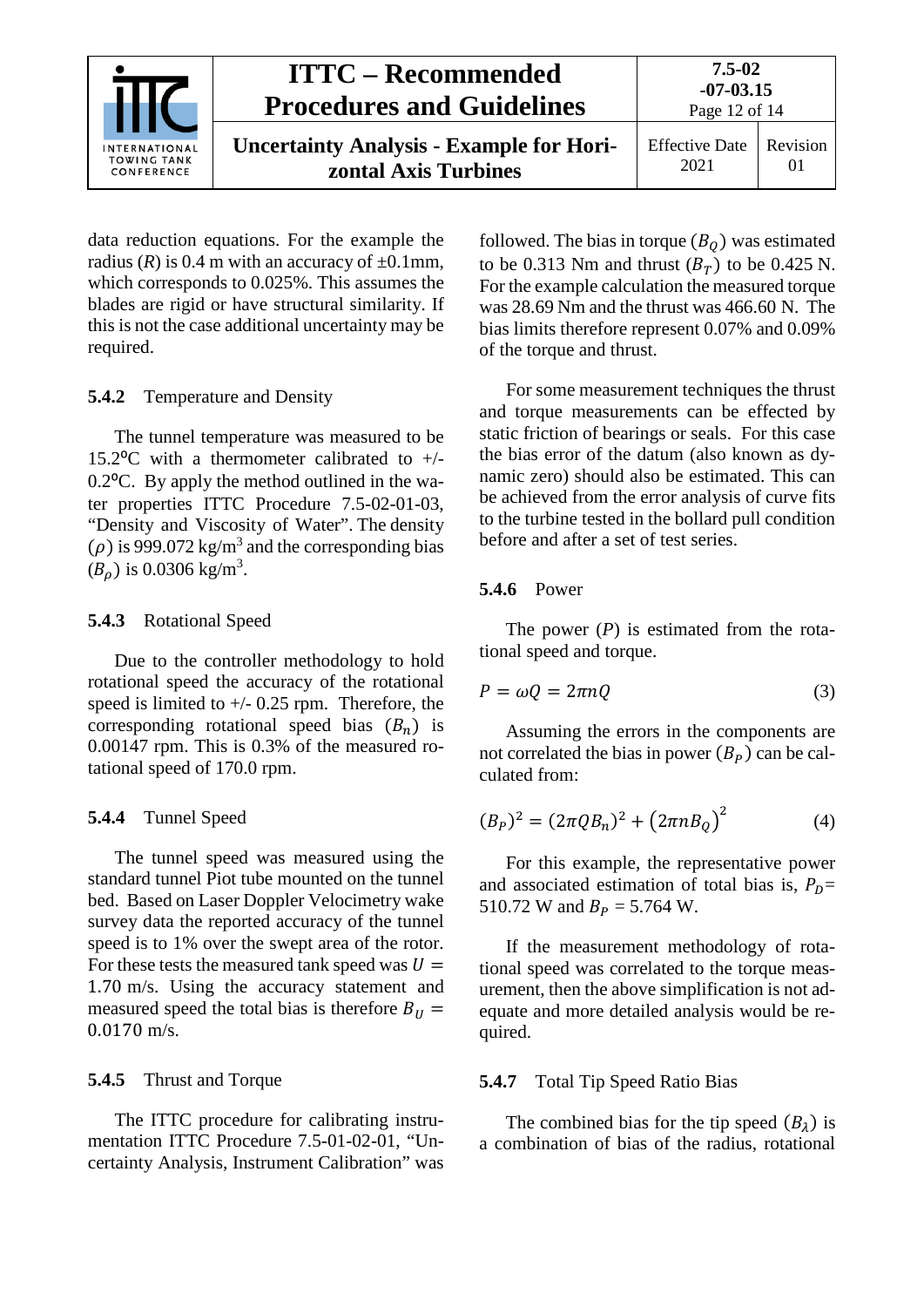data reduction equations. For the example the radius ($R$) is 0.4 m with an accuracy of ±0.1mm, which corresponds to 0.025%. This assumes the blades are rigid or have structural similarity. If this is not the case additional uncertainty may be required.

### 5.4.2 Temperature and Density

The tunnel temperature was measured to be 15.2⁰C with a thermometer calibrated to +/- 0.2⁰C. By apply the method outlined in the water properties ITTC Procedure 7.5-02-01-03, "Density and Viscosity of Water". The density ($\rho$) is 999.072 kg/m$^3$ and the corresponding bias ($B_\rho$) is 0.0306 kg/m$^3$.

### 5.4.3 Rotational Speed

Due to the controller methodology to hold rotational speed the accuracy of the rotational speed is limited to +/- 0.25 rpm. Therefore, the corresponding rotational speed bias ($B_n$) is 0.00147 rpm. This is 0.3% of the measured rotational speed of 170.0 rpm.

### 5.4.4 Tunnel Speed

The tunnel speed was measured using the standard tunnel Piot tube mounted on the tunnel bed. Based on Laser Doppler Velocimetry wake survey data the reported accuracy of the tunnel speed is to 1% over the swept area of the rotor. For these tests the measured tank speed was $U = 1.70$ m/s. Using the accuracy statement and measured speed the total bias is therefore $B_U = 0.0170$ m/s.

### 5.4.5 Thrust and Torque

The ITTC procedure for calibrating instrumentation ITTC Procedure 7.5-01-02-01, "Uncertainty Analysis, Instrument Calibration" was followed. The bias in torque ($B_Q$) was estimated to be 0.313 Nm and thrust ($B_T$) to be 0.425 N. For the example calculation the measured torque was 28.69 Nm and the thrust was 466.60 N. The bias limits therefore represent 0.07% and 0.09% of the torque and thrust.

For some measurement techniques the thrust and torque measurements can be effected by static friction of bearings or seals. For this case the bias error of the datum (also known as dynamic zero) should also be estimated. This can be achieved from the error analysis of curve fits to the turbine tested in the bollard pull condition before and after a set of test series.

### 5.4.6 Power

The power ($P$) is estimated from the rotational speed and torque.

$$P = \omega Q = 2\pi n Q \tag{3}$$

Assuming the errors in the components are not correlated the bias in power ($B_P$) can be calculated from:

$$(B_P)^2 = (2\pi Q B_n)^2 + \left(2\pi n B_Q\right)^2 \tag{4}$$

For this example, the representative power and associated estimation of total bias is, $P_D$= 510.72 W and $B_P$ = 5.764 W.

If the measurement methodology of rotational speed was correlated to the torque measurement, then the above simplification is not adequate and more detailed analysis would be required.

### 5.4.7 Total Tip Speed Ratio Bias

The combined bias for the tip speed ($B_\lambda$) is a combination of bias of the radius, rotational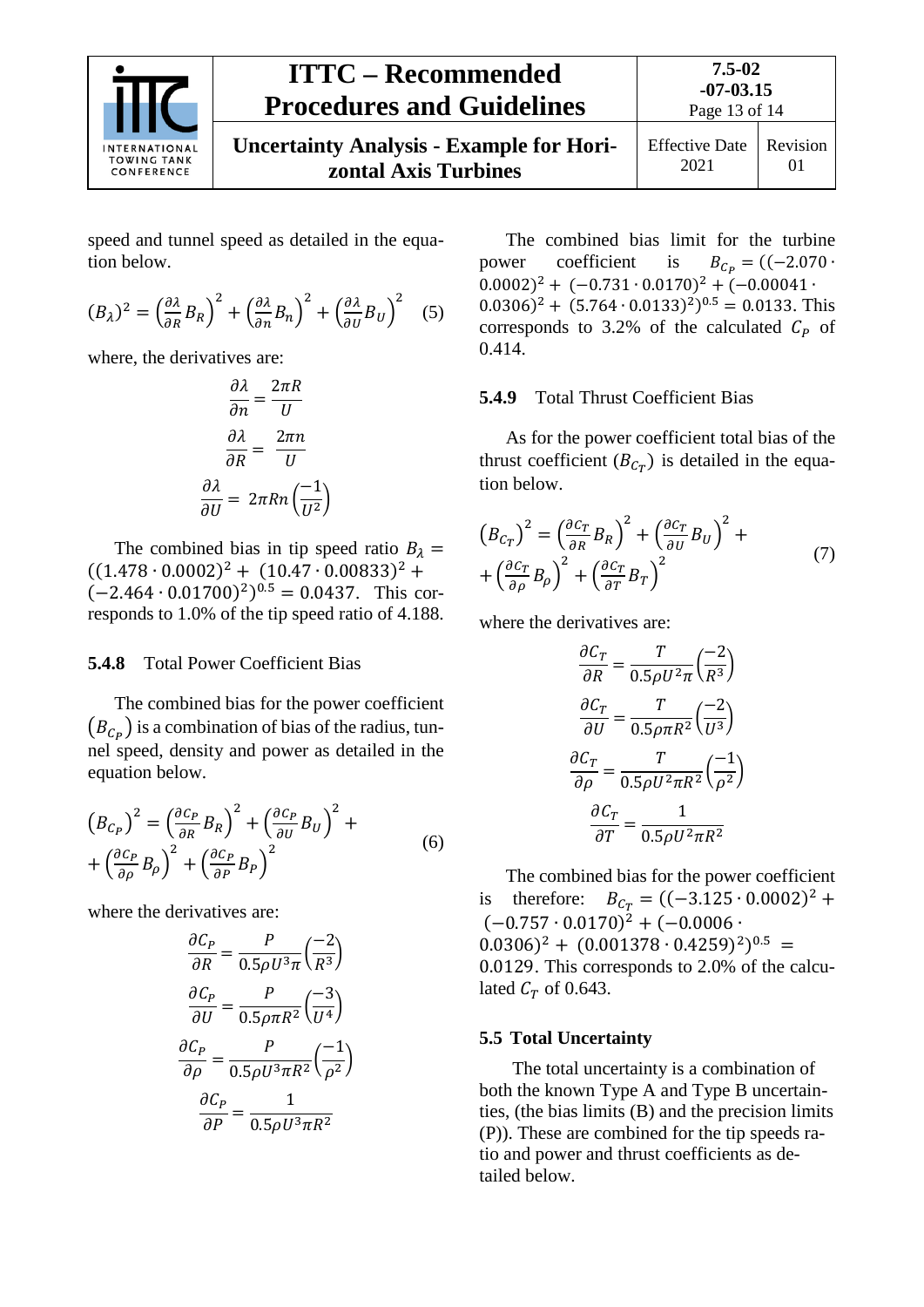speed and tunnel speed as detailed in the equation below.

$$(B_\lambda)^2 = \left(\frac{\partial \lambda}{\partial R} B_R\right)^2 + \left(\frac{\partial \lambda}{\partial n} B_n\right)^2 + \left(\frac{\partial \lambda}{\partial U} B_U\right)^2 \quad (5)$$

where, the derivatives are:

$$\frac{\partial \lambda}{\partial n} = \frac{2\pi R}{U}$$

$$\frac{\partial \lambda}{\partial R} = \frac{2\pi n}{U}$$

$$\frac{\partial \lambda}{\partial U} = 2\pi R n \left(\frac{-1}{U^2}\right)$$

The combined bias in tip speed ratio $B_\lambda = ((1.478 \cdot 0.0002)^2 + (10.47 \cdot 0.00833)^2 + (-2.464 \cdot 0.01700)^2)^{0.5} = 0.0437$. This corresponds to 1.0% of the tip speed ratio of 4.188.

### 5.4.8 Total Power Coefficient Bias

The combined bias for the power coefficient $(B_{C_P})$ is a combination of bias of the radius, tunnel speed, density and power as detailed in the equation below.

$$\left(B_{C_P}\right)^2 = \left(\frac{\partial C_P}{\partial R} B_R\right)^2 + \left(\frac{\partial C_P}{\partial U} B_U\right)^2 + \left(\frac{\partial C_P}{\partial \rho} B_\rho\right)^2 + \left(\frac{\partial C_P}{\partial P} B_P\right)^2 \quad (6)$$

where the derivatives are:

$$\frac{\partial C_P}{\partial R} = \frac{P}{0.5\rho U^3 \pi}\left(\frac{-2}{R^3}\right)$$

$$\frac{\partial C_P}{\partial U} = \frac{P}{0.5\rho \pi R^2}\left(\frac{-3}{U^4}\right)$$

$$\frac{\partial C_P}{\partial \rho} = \frac{P}{0.5\rho U^3 \pi R^2}\left(\frac{-1}{\rho^2}\right)$$

$$\frac{\partial C_P}{\partial P} = \frac{1}{0.5\rho U^3 \pi R^2}$$

The combined bias limit for the turbine power coefficient is $B_{C_P} = ((-2.070 \cdot 0.0002)^2 + (-0.731 \cdot 0.0170)^2 + (-0.00041 \cdot 0.0306)^2 + (5.764 \cdot 0.0133)^2)^{0.5} = 0.0133$. This corresponds to 3.2% of the calculated $C_P$ of 0.414.

### 5.4.9 Total Thrust Coefficient Bias

As for the power coefficient total bias of the thrust coefficient $(B_{C_T})$ is detailed in the equation below.

$$\left(B_{C_T}\right)^2 = \left(\frac{\partial C_T}{\partial R} B_R\right)^2 + \left(\frac{\partial C_T}{\partial U} B_U\right)^2 + \left(\frac{\partial C_T}{\partial \rho} B_\rho\right)^2 + \left(\frac{\partial C_T}{\partial T} B_T\right)^2 \quad (7)$$

where the derivatives are:

$$\frac{\partial C_T}{\partial R} = \frac{T}{0.5\rho U^2 \pi}\left(\frac{-2}{R^3}\right)$$

$$\frac{\partial C_T}{\partial U} = \frac{T}{0.5\rho \pi R^2}\left(\frac{-2}{U^3}\right)$$

$$\frac{\partial C_T}{\partial \rho} = \frac{T}{0.5\rho U^2 \pi R^2}\left(\frac{-1}{\rho^2}\right)$$

$$\frac{\partial C_T}{\partial T} = \frac{1}{0.5\rho U^2 \pi R^2}$$

The combined bias for the power coefficient is therefore: $B_{C_T} = ((-3.125 \cdot 0.0002)^2 + (-0.757 \cdot 0.0170)^2 + (-0.0006 \cdot 0.0306)^2 + (0.001378 \cdot 0.4259)^2)^{0.5} = 0.0129$. This corresponds to 2.0% of the calculated $C_T$ of 0.643.

## 5.5 Total Uncertainty

The total uncertainty is a combination of both the known Type A and Type B uncertainties, (the bias limits (B) and the precision limits (P)). These are combined for the tip speeds ratio and power and thrust coefficients as detailed below.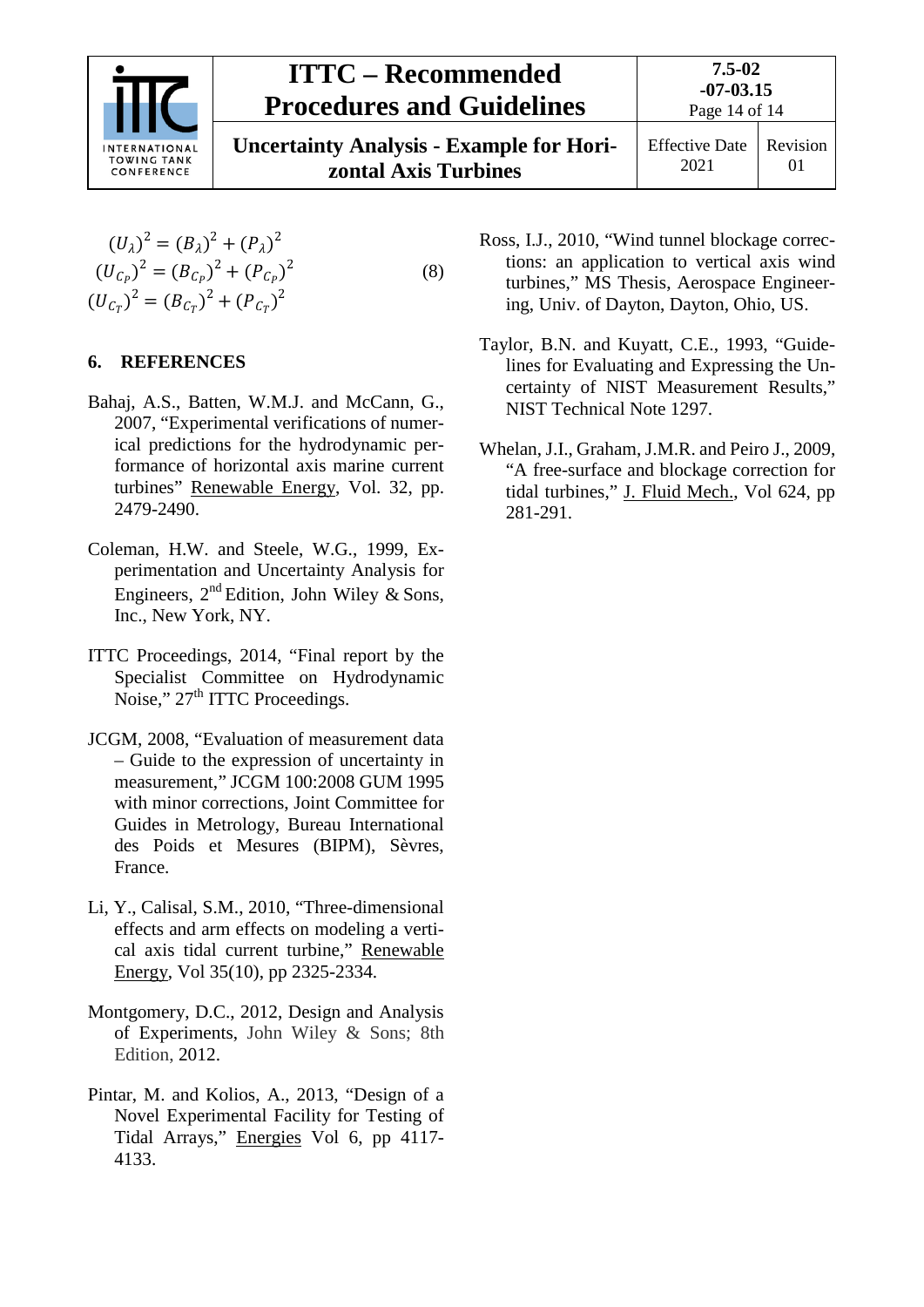$$
\begin{aligned}
(U_\lambda)^2 &= (B_\lambda)^2 + (P_\lambda)^2 \\
(U_{C_P})^2 &= (B_{C_P})^2 + (P_{C_P})^2 \\
(U_{C_T})^2 &= (B_{C_T})^2 + (P_{C_T})^2
\end{aligned}
\tag{8}
$$

## 6. REFERENCES

Bahaj, A.S., Batten, W.M.J. and McCann, G., 2007, "Experimental verifications of numerical predictions for the hydrodynamic performance of horizontal axis marine current turbines" Renewable Energy, Vol. 32, pp. 2479-2490.

Coleman, H.W. and Steele, W.G., 1999, Experimentation and Uncertainty Analysis for Engineers, 2nd Edition, John Wiley & Sons, Inc., New York, NY.

ITTC Proceedings, 2014, "Final report by the Specialist Committee on Hydrodynamic Noise," 27th ITTC Proceedings.

JCGM, 2008, "Evaluation of measurement data – Guide to the expression of uncertainty in measurement," JCGM 100:2008 GUM 1995 with minor corrections, Joint Committee for Guides in Metrology, Bureau International des Poids et Mesures (BIPM), Sèvres, France.

Li, Y., Calisal, S.M., 2010, "Three-dimensional effects and arm effects on modeling a vertical axis tidal current turbine," Renewable Energy, Vol 35(10), pp 2325-2334.

Montgomery, D.C., 2012, Design and Analysis of Experiments, John Wiley & Sons; 8th Edition, 2012.

Pintar, M. and Kolios, A., 2013, "Design of a Novel Experimental Facility for Testing of Tidal Arrays," Energies Vol 6, pp 4117-4133.

Ross, I.J., 2010, "Wind tunnel blockage corrections: an application to vertical axis wind turbines," MS Thesis, Aerospace Engineering, Univ. of Dayton, Dayton, Ohio, US.

Taylor, B.N. and Kuyatt, C.E., 1993, "Guidelines for Evaluating and Expressing the Uncertainty of NIST Measurement Results," NIST Technical Note 1297.

Whelan, J.I., Graham, J.M.R. and Peiro J., 2009, "A free-surface and blockage correction for tidal turbines," J. Fluid Mech., Vol 624, pp 281-291.